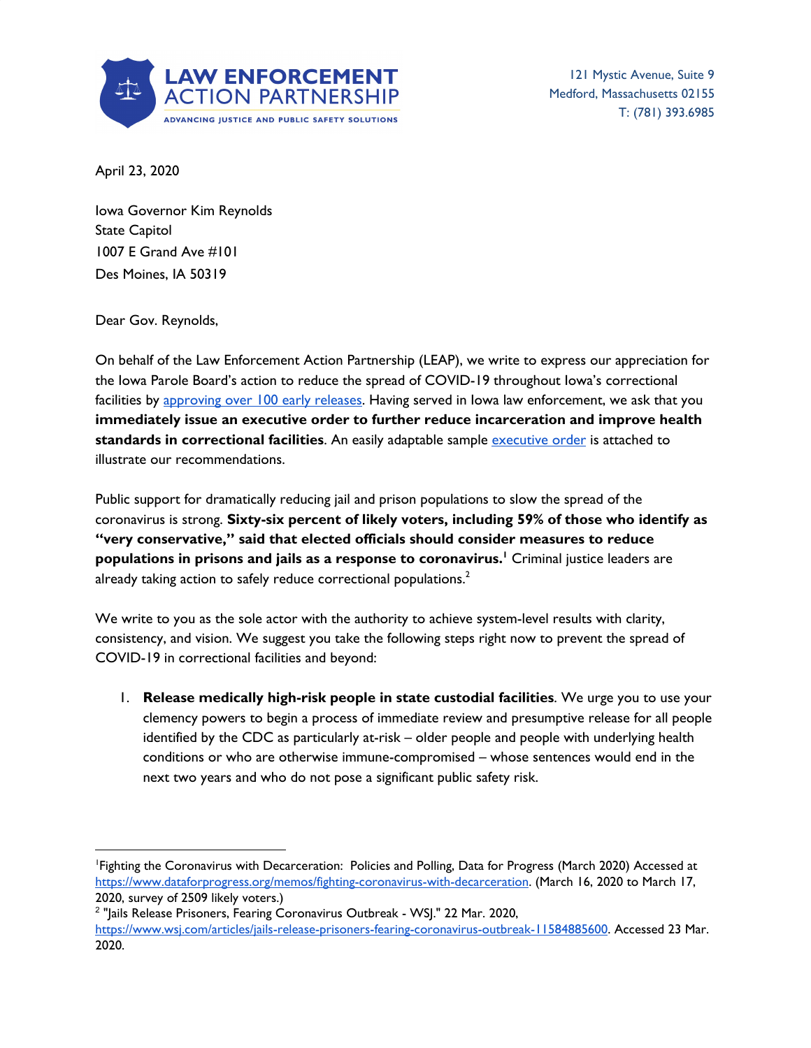**LAW ENFORCEMENT ACTION PARTNERSHIP**
ADVANCING JUSTICE AND PUBLIC SAFETY SOLUTIONS

121 Mystic Avenue, Suite 9
Medford, Massachusetts 02155
T: (781) 393.6985

April 23, 2020

Iowa Governor Kim Reynolds
State Capitol
1007 E Grand Ave #101
Des Moines, IA 50319

Dear Gov. Reynolds,

On behalf of the Law Enforcement Action Partnership (LEAP), we write to express our appreciation for the Iowa Parole Board's action to reduce the spread of COVID-19 throughout Iowa's correctional facilities by approving over 100 early releases. Having served in Iowa law enforcement, we ask that you **immediately issue an executive order to further reduce incarceration and improve health standards in correctional facilities**. An easily adaptable sample executive order is attached to illustrate our recommendations.

Public support for dramatically reducing jail and prison populations to slow the spread of the coronavirus is strong. **Sixty-six percent of likely voters, including 59% of those who identify as "very conservative," said that elected officials should consider measures to reduce populations in prisons and jails as a response to coronavirus.**[1] Criminal justice leaders are already taking action to safely reduce correctional populations.[2]

We write to you as the sole actor with the authority to achieve system-level results with clarity, consistency, and vision. We suggest you take the following steps right now to prevent the spread of COVID-19 in correctional facilities and beyond:

1. **Release medically high-risk people in state custodial facilities**. We urge you to use your clemency powers to begin a process of immediate review and presumptive release for all people identified by the CDC as particularly at-risk – older people and people with underlying health conditions or who are otherwise immune-compromised – whose sentences would end in the next two years and who do not pose a significant public safety risk.

---

[1] Fighting the Coronavirus with Decarceration: Policies and Polling, Data for Progress (March 2020) Accessed at https://www.dataforprogress.org/memos/fighting-coronavirus-with-decarceration. (March 16, 2020 to March 17, 2020, survey of 2509 likely voters.)

[2] "Jails Release Prisoners, Fearing Coronavirus Outbreak - WSJ." 22 Mar. 2020, https://www.wsj.com/articles/jails-release-prisoners-fearing-coronavirus-outbreak-11584885600. Accessed 23 Mar. 2020.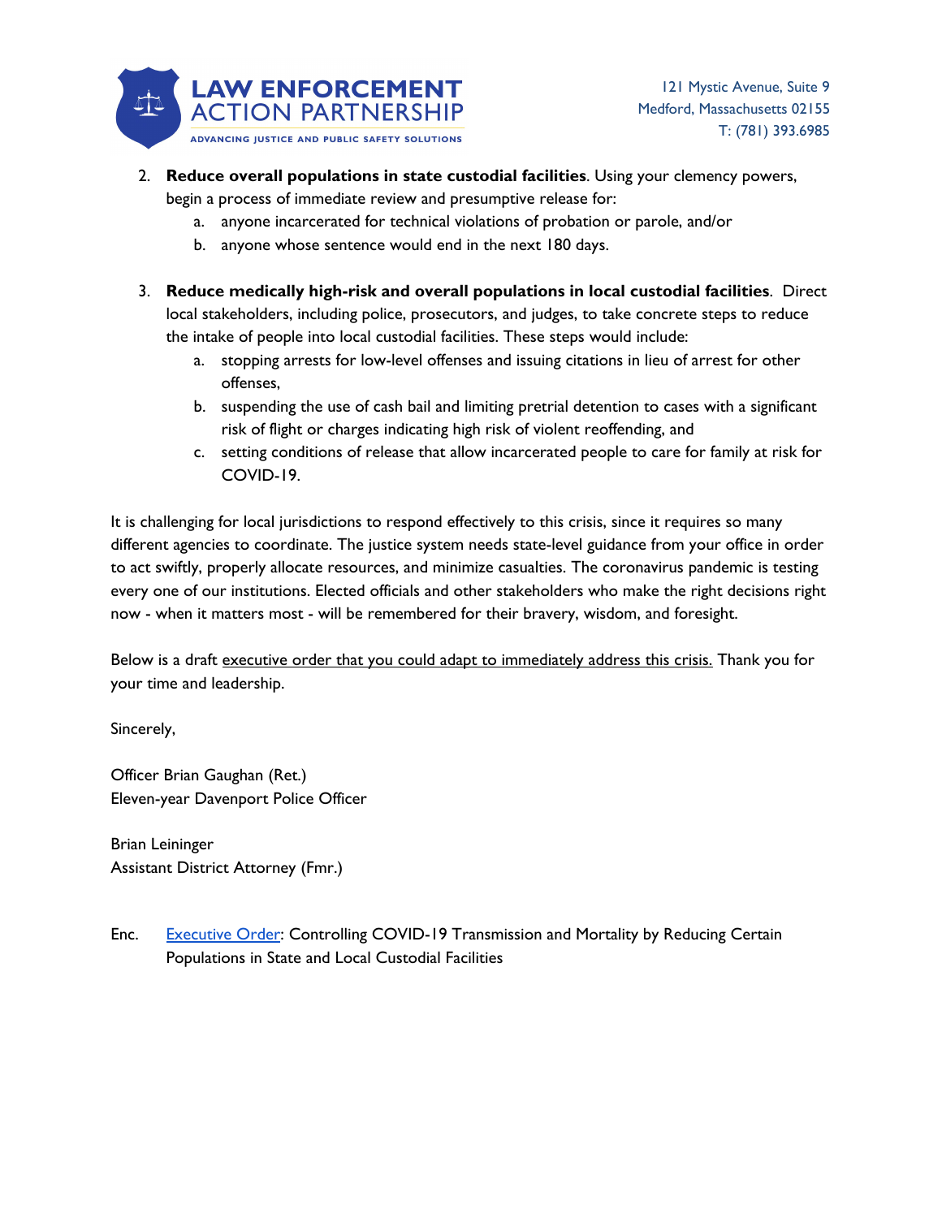2. **Reduce overall populations in state custodial facilities**. Using your clemency powers, begin a process of immediate review and presumptive release for:
    a. anyone incarcerated for technical violations of probation or parole, and/or
    b. anyone whose sentence would end in the next 180 days.

3. **Reduce medically high-risk and overall populations in local custodial facilities**. Direct local stakeholders, including police, prosecutors, and judges, to take concrete steps to reduce the intake of people into local custodial facilities. These steps would include:
    a. stopping arrests for low-level offenses and issuing citations in lieu of arrest for other offenses,
    b. suspending the use of cash bail and limiting pretrial detention to cases with a significant risk of flight or charges indicating high risk of violent reoffending, and
    c. setting conditions of release that allow incarcerated people to care for family at risk for COVID-19.

It is challenging for local jurisdictions to respond effectively to this crisis, since it requires so many different agencies to coordinate. The justice system needs state-level guidance from your office in order to act swiftly, properly allocate resources, and minimize casualties. The coronavirus pandemic is testing every one of our institutions. Elected officials and other stakeholders who make the right decisions right now - when it matters most - will be remembered for their bravery, wisdom, and foresight.

Below is a draft executive order that you could adapt to immediately address this crisis. Thank you for your time and leadership.

Sincerely,

Officer Brian Gaughan (Ret.)
Eleven-year Davenport Police Officer

Brian Leininger
Assistant District Attorney (Fmr.)

Enc. Executive Order: Controlling COVID-19 Transmission and Mortality by Reducing Certain Populations in State and Local Custodial Facilities